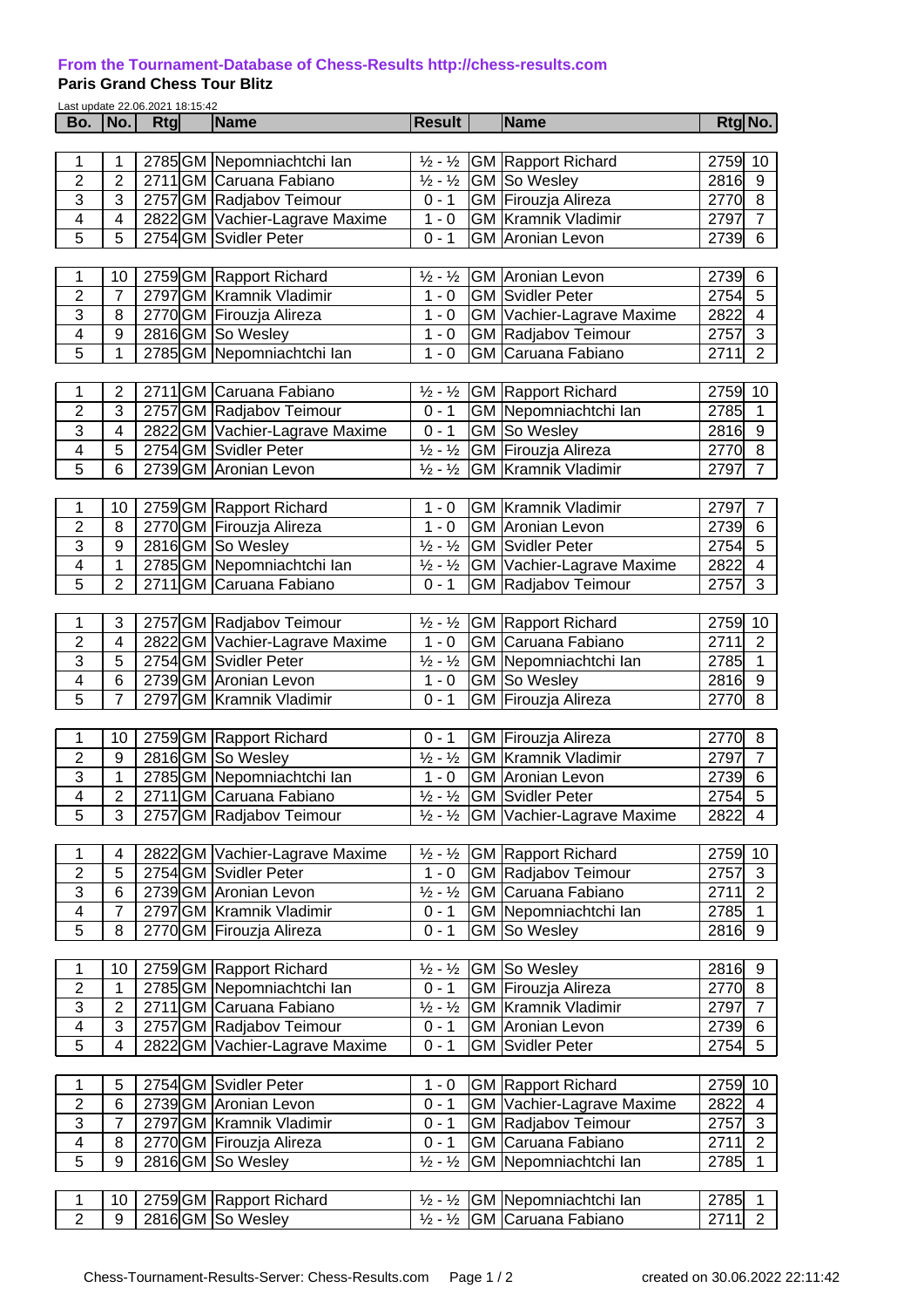**From the Tournament-Database of Chess-Results http://chess-results.com**

**Paris Grand Chess Tour Blitz**

Last update 22.06.2021 18:15:42

| Bo. | No. | Rtg | | Name | Result | | Name | Rtg | No. |
|---|---|---|---|---|---|---|---|---|---|
| 1 | 1 | 2785 | GM | Nepomniachtchi Ian | ½ - ½ | GM | Rapport Richard | 2759 | 10 |
| 2 | 2 | 2711 | GM | Caruana Fabiano | ½ - ½ | GM | So Wesley | 2816 | 9 |
| 3 | 3 | 2757 | GM | Radjabov Teimour | 0 - 1 | GM | Firouzja Alireza | 2770 | 8 |
| 4 | 4 | 2822 | GM | Vachier-Lagrave Maxime | 1 - 0 | GM | Kramnik Vladimir | 2797 | 7 |
| 5 | 5 | 2754 | GM | Svidler Peter | 0 - 1 | GM | Aronian Levon | 2739 | 6 |
| | | | | | | | | | |
| 1 | 10 | 2759 | GM | Rapport Richard | ½ - ½ | GM | Aronian Levon | 2739 | 6 |
| 2 | 7 | 2797 | GM | Kramnik Vladimir | 1 - 0 | GM | Svidler Peter | 2754 | 5 |
| 3 | 8 | 2770 | GM | Firouzja Alireza | 1 - 0 | GM | Vachier-Lagrave Maxime | 2822 | 4 |
| 4 | 9 | 2816 | GM | So Wesley | 1 - 0 | GM | Radjabov Teimour | 2757 | 3 |
| 5 | 1 | 2785 | GM | Nepomniachtchi Ian | 1 - 0 | GM | Caruana Fabiano | 2711 | 2 |
| | | | | | | | | | |
| 1 | 2 | 2711 | GM | Caruana Fabiano | ½ - ½ | GM | Rapport Richard | 2759 | 10 |
| 2 | 3 | 2757 | GM | Radjabov Teimour | 0 - 1 | GM | Nepomniachtchi Ian | 2785 | 1 |
| 3 | 4 | 2822 | GM | Vachier-Lagrave Maxime | 0 - 1 | GM | So Wesley | 2816 | 9 |
| 4 | 5 | 2754 | GM | Svidler Peter | ½ - ½ | GM | Firouzja Alireza | 2770 | 8 |
| 5 | 6 | 2739 | GM | Aronian Levon | ½ - ½ | GM | Kramnik Vladimir | 2797 | 7 |
| | | | | | | | | | |
| 1 | 10 | 2759 | GM | Rapport Richard | 1 - 0 | GM | Kramnik Vladimir | 2797 | 7 |
| 2 | 8 | 2770 | GM | Firouzja Alireza | 1 - 0 | GM | Aronian Levon | 2739 | 6 |
| 3 | 9 | 2816 | GM | So Wesley | ½ - ½ | GM | Svidler Peter | 2754 | 5 |
| 4 | 1 | 2785 | GM | Nepomniachtchi Ian | ½ - ½ | GM | Vachier-Lagrave Maxime | 2822 | 4 |
| 5 | 2 | 2711 | GM | Caruana Fabiano | 0 - 1 | GM | Radjabov Teimour | 2757 | 3 |
| | | | | | | | | | |
| 1 | 3 | 2757 | GM | Radjabov Teimour | ½ - ½ | GM | Rapport Richard | 2759 | 10 |
| 2 | 4 | 2822 | GM | Vachier-Lagrave Maxime | 1 - 0 | GM | Caruana Fabiano | 2711 | 2 |
| 3 | 5 | 2754 | GM | Svidler Peter | ½ - ½ | GM | Nepomniachtchi Ian | 2785 | 1 |
| 4 | 6 | 2739 | GM | Aronian Levon | 1 - 0 | GM | So Wesley | 2816 | 9 |
| 5 | 7 | 2797 | GM | Kramnik Vladimir | 0 - 1 | GM | Firouzja Alireza | 2770 | 8 |
| | | | | | | | | | |
| 1 | 10 | 2759 | GM | Rapport Richard | 0 - 1 | GM | Firouzja Alireza | 2770 | 8 |
| 2 | 9 | 2816 | GM | So Wesley | ½ - ½ | GM | Kramnik Vladimir | 2797 | 7 |
| 3 | 1 | 2785 | GM | Nepomniachtchi Ian | 1 - 0 | GM | Aronian Levon | 2739 | 6 |
| 4 | 2 | 2711 | GM | Caruana Fabiano | ½ - ½ | GM | Svidler Peter | 2754 | 5 |
| 5 | 3 | 2757 | GM | Radjabov Teimour | ½ - ½ | GM | Vachier-Lagrave Maxime | 2822 | 4 |
| | | | | | | | | | |
| 1 | 4 | 2822 | GM | Vachier-Lagrave Maxime | ½ - ½ | GM | Rapport Richard | 2759 | 10 |
| 2 | 5 | 2754 | GM | Svidler Peter | 1 - 0 | GM | Radjabov Teimour | 2757 | 3 |
| 3 | 6 | 2739 | GM | Aronian Levon | ½ - ½ | GM | Caruana Fabiano | 2711 | 2 |
| 4 | 7 | 2797 | GM | Kramnik Vladimir | 0 - 1 | GM | Nepomniachtchi Ian | 2785 | 1 |
| 5 | 8 | 2770 | GM | Firouzja Alireza | 0 - 1 | GM | So Wesley | 2816 | 9 |
| | | | | | | | | | |
| 1 | 10 | 2759 | GM | Rapport Richard | ½ - ½ | GM | So Wesley | 2816 | 9 |
| 2 | 1 | 2785 | GM | Nepomniachtchi Ian | 0 - 1 | GM | Firouzja Alireza | 2770 | 8 |
| 3 | 2 | 2711 | GM | Caruana Fabiano | ½ - ½ | GM | Kramnik Vladimir | 2797 | 7 |
| 4 | 3 | 2757 | GM | Radjabov Teimour | 0 - 1 | GM | Aronian Levon | 2739 | 6 |
| 5 | 4 | 2822 | GM | Vachier-Lagrave Maxime | 0 - 1 | GM | Svidler Peter | 2754 | 5 |
| | | | | | | | | | |
| 1 | 5 | 2754 | GM | Svidler Peter | 1 - 0 | GM | Rapport Richard | 2759 | 10 |
| 2 | 6 | 2739 | GM | Aronian Levon | 0 - 1 | GM | Vachier-Lagrave Maxime | 2822 | 4 |
| 3 | 7 | 2797 | GM | Kramnik Vladimir | 0 - 1 | GM | Radjabov Teimour | 2757 | 3 |
| 4 | 8 | 2770 | GM | Firouzja Alireza | 0 - 1 | GM | Caruana Fabiano | 2711 | 2 |
| 5 | 9 | 2816 | GM | So Wesley | ½ - ½ | GM | Nepomniachtchi Ian | 2785 | 1 |
| | | | | | | | | | |
| 1 | 10 | 2759 | GM | Rapport Richard | ½ - ½ | GM | Nepomniachtchi Ian | 2785 | 1 |
| 2 | 9 | 2816 | GM | So Wesley | ½ - ½ | GM | Caruana Fabiano | 2711 | 2 |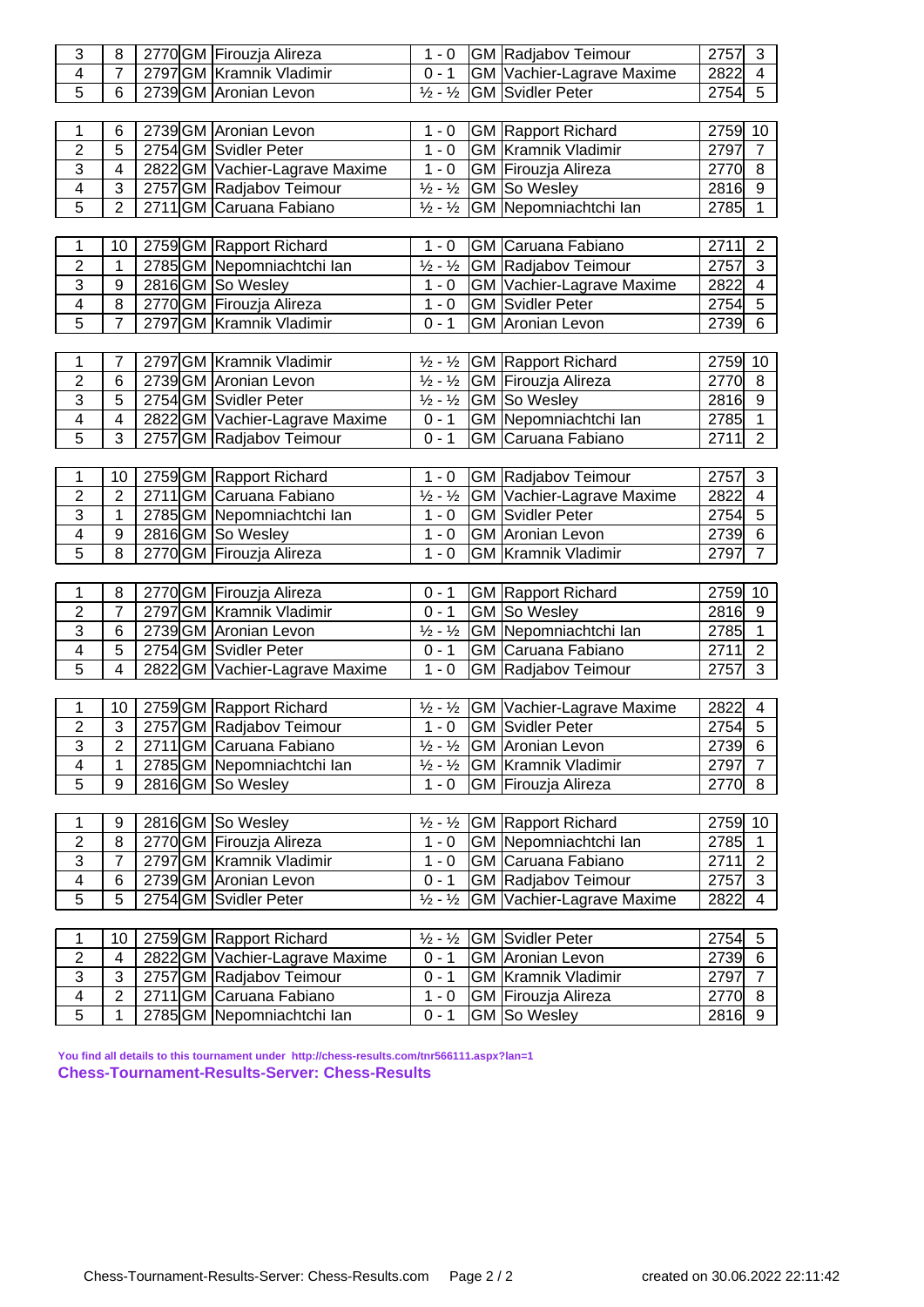| | | | | | | | | | |
|---|---|---|---|---|---|---|---|---|---|
| 3 | 8 | 2770 | GM | Firouzja Alireza | 1 - 0 | GM | Radjabov Teimour | 2757 | 3 |
| 4 | 7 | 2797 | GM | Kramnik Vladimir | 0 - 1 | GM | Vachier-Lagrave Maxime | 2822 | 4 |
| 5 | 6 | 2739 | GM | Aronian Levon | ½ - ½ | GM | Svidler Peter | 2754 | 5 |

| | | | | | | | | | |
|---|---|---|---|---|---|---|---|---|---|
| 1 | 6 | 2739 | GM | Aronian Levon | 1 - 0 | GM | Rapport Richard | 2759 | 10 |
| 2 | 5 | 2754 | GM | Svidler Peter | 1 - 0 | GM | Kramnik Vladimir | 2797 | 7 |
| 3 | 4 | 2822 | GM | Vachier-Lagrave Maxime | 1 - 0 | GM | Firouzja Alireza | 2770 | 8 |
| 4 | 3 | 2757 | GM | Radjabov Teimour | ½ - ½ | GM | So Wesley | 2816 | 9 |
| 5 | 2 | 2711 | GM | Caruana Fabiano | ½ - ½ | GM | Nepomniachtchi Ian | 2785 | 1 |

| | | | | | | | | | |
|---|---|---|---|---|---|---|---|---|---|
| 1 | 10 | 2759 | GM | Rapport Richard | 1 - 0 | GM | Caruana Fabiano | 2711 | 2 |
| 2 | 1 | 2785 | GM | Nepomniachtchi Ian | ½ - ½ | GM | Radjabov Teimour | 2757 | 3 |
| 3 | 9 | 2816 | GM | So Wesley | 1 - 0 | GM | Vachier-Lagrave Maxime | 2822 | 4 |
| 4 | 8 | 2770 | GM | Firouzja Alireza | 1 - 0 | GM | Svidler Peter | 2754 | 5 |
| 5 | 7 | 2797 | GM | Kramnik Vladimir | 0 - 1 | GM | Aronian Levon | 2739 | 6 |

| | | | | | | | | | |
|---|---|---|---|---|---|---|---|---|---|
| 1 | 7 | 2797 | GM | Kramnik Vladimir | ½ - ½ | GM | Rapport Richard | 2759 | 10 |
| 2 | 6 | 2739 | GM | Aronian Levon | ½ - ½ | GM | Firouzja Alireza | 2770 | 8 |
| 3 | 5 | 2754 | GM | Svidler Peter | ½ - ½ | GM | So Wesley | 2816 | 9 |
| 4 | 4 | 2822 | GM | Vachier-Lagrave Maxime | 0 - 1 | GM | Nepomniachtchi Ian | 2785 | 1 |
| 5 | 3 | 2757 | GM | Radjabov Teimour | 0 - 1 | GM | Caruana Fabiano | 2711 | 2 |

| | | | | | | | | | |
|---|---|---|---|---|---|---|---|---|---|
| 1 | 10 | 2759 | GM | Rapport Richard | 1 - 0 | GM | Radjabov Teimour | 2757 | 3 |
| 2 | 2 | 2711 | GM | Caruana Fabiano | ½ - ½ | GM | Vachier-Lagrave Maxime | 2822 | 4 |
| 3 | 1 | 2785 | GM | Nepomniachtchi Ian | 1 - 0 | GM | Svidler Peter | 2754 | 5 |
| 4 | 9 | 2816 | GM | So Wesley | 1 - 0 | GM | Aronian Levon | 2739 | 6 |
| 5 | 8 | 2770 | GM | Firouzja Alireza | 1 - 0 | GM | Kramnik Vladimir | 2797 | 7 |

| | | | | | | | | | |
|---|---|---|---|---|---|---|---|---|---|
| 1 | 8 | 2770 | GM | Firouzja Alireza | 0 - 1 | GM | Rapport Richard | 2759 | 10 |
| 2 | 7 | 2797 | GM | Kramnik Vladimir | 0 - 1 | GM | So Wesley | 2816 | 9 |
| 3 | 6 | 2739 | GM | Aronian Levon | ½ - ½ | GM | Nepomniachtchi Ian | 2785 | 1 |
| 4 | 5 | 2754 | GM | Svidler Peter | 0 - 1 | GM | Caruana Fabiano | 2711 | 2 |
| 5 | 4 | 2822 | GM | Vachier-Lagrave Maxime | 1 - 0 | GM | Radjabov Teimour | 2757 | 3 |

| | | | | | | | | | |
|---|---|---|---|---|---|---|---|---|---|
| 1 | 10 | 2759 | GM | Rapport Richard | ½ - ½ | GM | Vachier-Lagrave Maxime | 2822 | 4 |
| 2 | 3 | 2757 | GM | Radjabov Teimour | 1 - 0 | GM | Svidler Peter | 2754 | 5 |
| 3 | 2 | 2711 | GM | Caruana Fabiano | ½ - ½ | GM | Aronian Levon | 2739 | 6 |
| 4 | 1 | 2785 | GM | Nepomniachtchi Ian | ½ - ½ | GM | Kramnik Vladimir | 2797 | 7 |
| 5 | 9 | 2816 | GM | So Wesley | 1 - 0 | GM | Firouzja Alireza | 2770 | 8 |

| | | | | | | | | | |
|---|---|---|---|---|---|---|---|---|---|
| 1 | 9 | 2816 | GM | So Wesley | ½ - ½ | GM | Rapport Richard | 2759 | 10 |
| 2 | 8 | 2770 | GM | Firouzja Alireza | 1 - 0 | GM | Nepomniachtchi Ian | 2785 | 1 |
| 3 | 7 | 2797 | GM | Kramnik Vladimir | 1 - 0 | GM | Caruana Fabiano | 2711 | 2 |
| 4 | 6 | 2739 | GM | Aronian Levon | 0 - 1 | GM | Radjabov Teimour | 2757 | 3 |
| 5 | 5 | 2754 | GM | Svidler Peter | ½ - ½ | GM | Vachier-Lagrave Maxime | 2822 | 4 |

| | | | | | | | | | |
|---|---|---|---|---|---|---|---|---|---|
| 1 | 10 | 2759 | GM | Rapport Richard | ½ - ½ | GM | Svidler Peter | 2754 | 5 |
| 2 | 4 | 2822 | GM | Vachier-Lagrave Maxime | 0 - 1 | GM | Aronian Levon | 2739 | 6 |
| 3 | 3 | 2757 | GM | Radjabov Teimour | 0 - 1 | GM | Kramnik Vladimir | 2797 | 7 |
| 4 | 2 | 2711 | GM | Caruana Fabiano | 1 - 0 | GM | Firouzja Alireza | 2770 | 8 |
| 5 | 1 | 2785 | GM | Nepomniachtchi Ian | 0 - 1 | GM | So Wesley | 2816 | 9 |

**You find all details to this tournament under http://chess-results.com/tnr566111.aspx?lan=1**
**Chess-Tournament-Results-Server: Chess-Results**